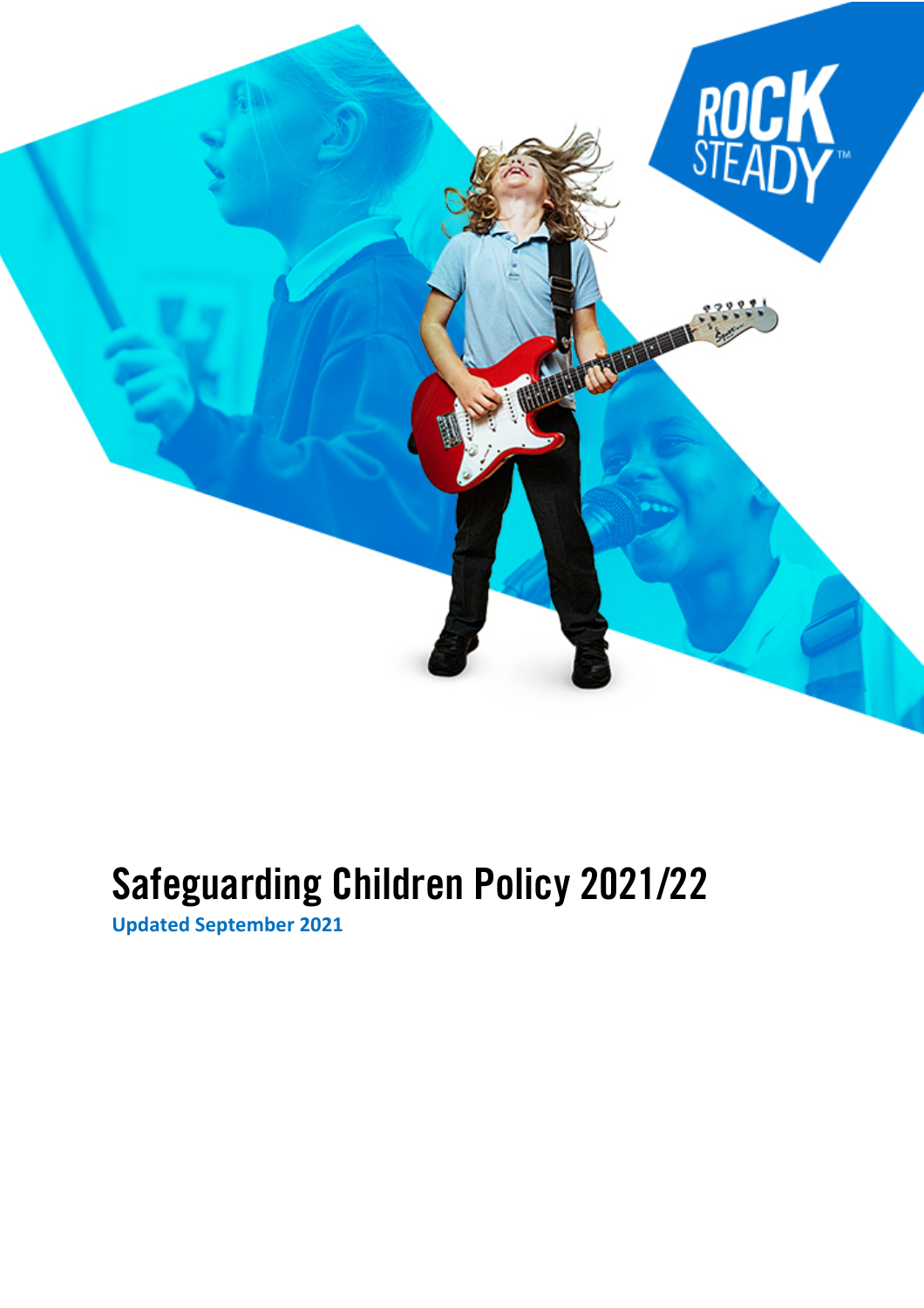# Safeguarding Children Policy 2021/22

**Updated September 2021**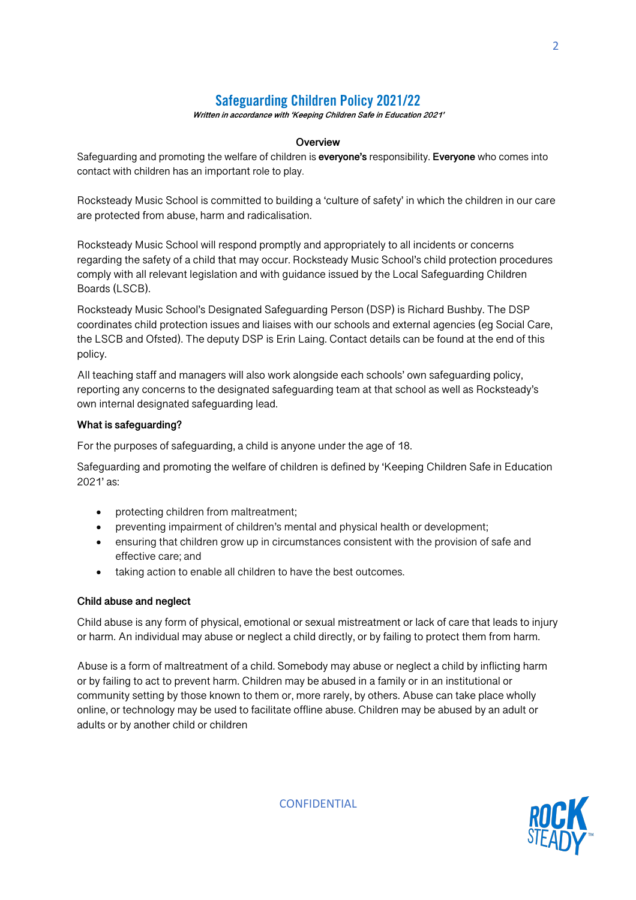# Safeguarding Children Policy 2021/22

***Written in accordance with 'Keeping Children Safe in Education 2021'***

**Overview**

Safeguarding and promoting the welfare of children is **everyone's** responsibility. **Everyone** who comes into contact with children has an important role to play.

Rocksteady Music School is committed to building a 'culture of safety' in which the children in our care are protected from abuse, harm and radicalisation.

Rocksteady Music School will respond promptly and appropriately to all incidents or concerns regarding the safety of a child that may occur. Rocksteady Music School's child protection procedures comply with all relevant legislation and with guidance issued by the Local Safeguarding Children Boards (LSCB).

Rocksteady Music School's Designated Safeguarding Person (DSP) is Richard Bushby. The DSP coordinates child protection issues and liaises with our schools and external agencies (eg Social Care, the LSCB and Ofsted). The deputy DSP is Erin Laing. Contact details can be found at the end of this policy.

All teaching staff and managers will also work alongside each schools' own safeguarding policy, reporting any concerns to the designated safeguarding team at that school as well as Rocksteady's own internal designated safeguarding lead.

**What is safeguarding?**

For the purposes of safeguarding, a child is anyone under the age of 18.

Safeguarding and promoting the welfare of children is defined by 'Keeping Children Safe in Education 2021' as:

- protecting children from maltreatment;
- preventing impairment of children's mental and physical health or development;
- ensuring that children grow up in circumstances consistent with the provision of safe and effective care; and
- taking action to enable all children to have the best outcomes.

**Child abuse and neglect**

Child abuse is any form of physical, emotional or sexual mistreatment or lack of care that leads to injury or harm. An individual may abuse or neglect a child directly, or by failing to protect them from harm.

Abuse is a form of maltreatment of a child. Somebody may abuse or neglect a child by inflicting harm or by failing to act to prevent harm. Children may be abused in a family or in an institutional or community setting by those known to them or, more rarely, by others. Abuse can take place wholly online, or technology may be used to facilitate offline abuse. Children may be abused by an adult or adults or by another child or children

CONFIDENTIAL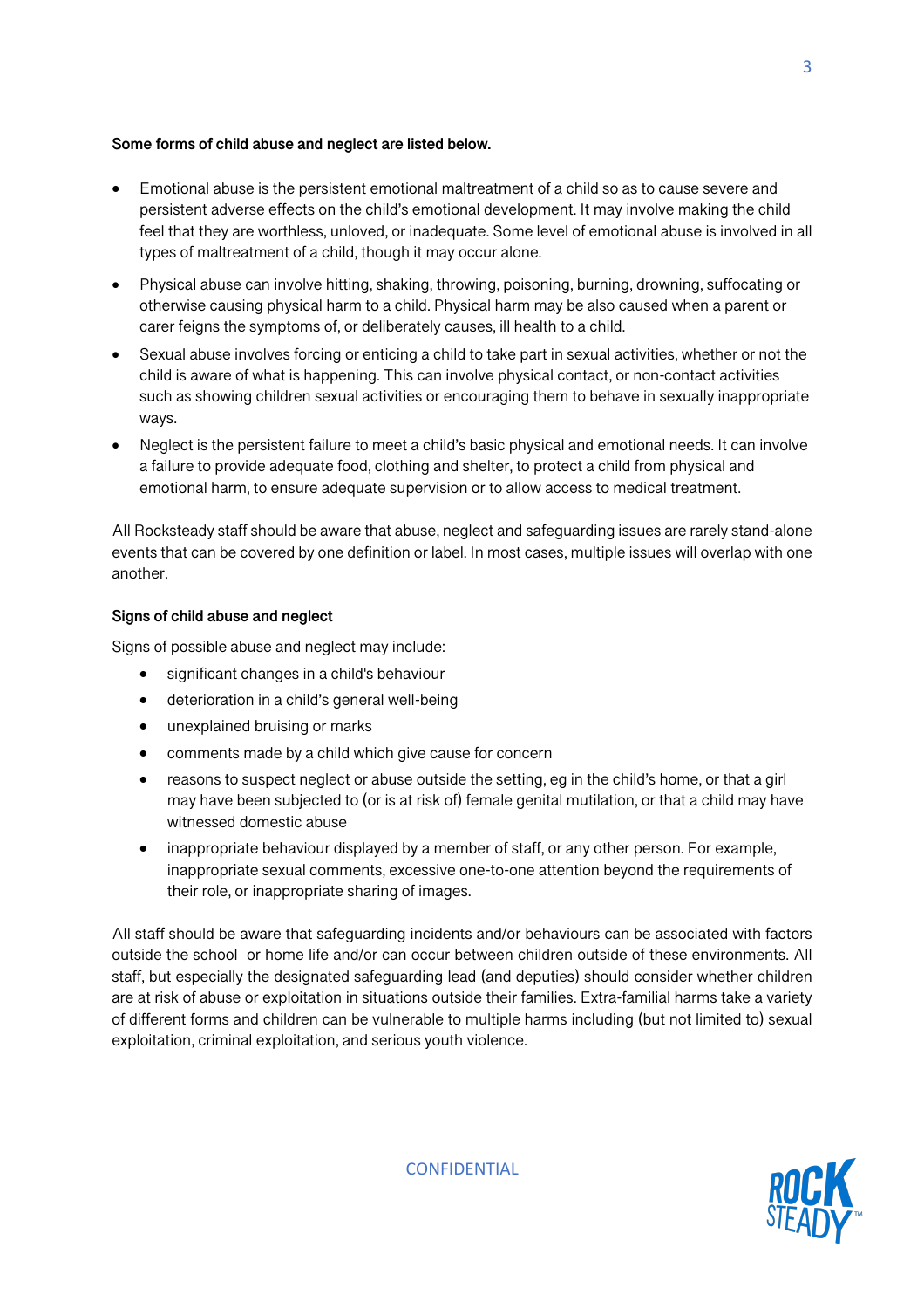**Some forms of child abuse and neglect are listed below.**

- Emotional abuse is the persistent emotional maltreatment of a child so as to cause severe and persistent adverse effects on the child's emotional development. It may involve making the child feel that they are worthless, unloved, or inadequate. Some level of emotional abuse is involved in all types of maltreatment of a child, though it may occur alone.
- Physical abuse can involve hitting, shaking, throwing, poisoning, burning, drowning, suffocating or otherwise causing physical harm to a child. Physical harm may be also caused when a parent or carer feigns the symptoms of, or deliberately causes, ill health to a child.
- Sexual abuse involves forcing or enticing a child to take part in sexual activities, whether or not the child is aware of what is happening. This can involve physical contact, or non-contact activities such as showing children sexual activities or encouraging them to behave in sexually inappropriate ways.
- Neglect is the persistent failure to meet a child's basic physical and emotional needs. It can involve a failure to provide adequate food, clothing and shelter, to protect a child from physical and emotional harm, to ensure adequate supervision or to allow access to medical treatment.

All Rocksteady staff should be aware that abuse, neglect and safeguarding issues are rarely stand-alone events that can be covered by one definition or label. In most cases, multiple issues will overlap with one another.

**Signs of child abuse and neglect**

Signs of possible abuse and neglect may include:

- significant changes in a child's behaviour
- deterioration in a child's general well-being
- unexplained bruising or marks
- comments made by a child which give cause for concern
- reasons to suspect neglect or abuse outside the setting, eg in the child's home, or that a girl may have been subjected to (or is at risk of) female genital mutilation, or that a child may have witnessed domestic abuse
- inappropriate behaviour displayed by a member of staff, or any other person. For example, inappropriate sexual comments, excessive one-to-one attention beyond the requirements of their role, or inappropriate sharing of images.

All staff should be aware that safeguarding incidents and/or behaviours can be associated with factors outside the school or home life and/or can occur between children outside of these environments. All staff, but especially the designated safeguarding lead (and deputies) should consider whether children are at risk of abuse or exploitation in situations outside their families. Extra-familial harms take a variety of different forms and children can be vulnerable to multiple harms including (but not limited to) sexual exploitation, criminal exploitation, and serious youth violence.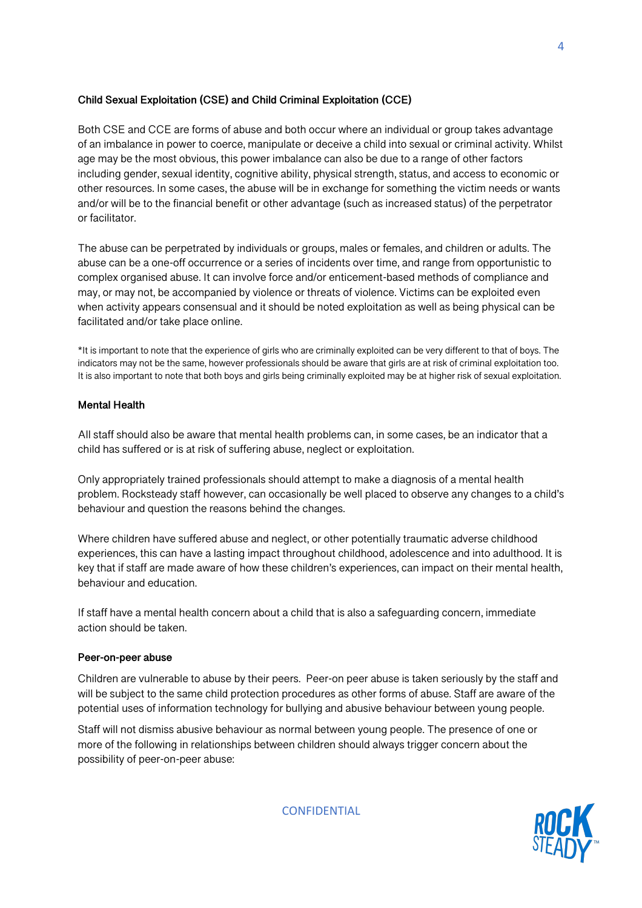### Child Sexual Exploitation (CSE) and Child Criminal Exploitation (CCE)

Both CSE and CCE are forms of abuse and both occur where an individual or group takes advantage of an imbalance in power to coerce, manipulate or deceive a child into sexual or criminal activity. Whilst age may be the most obvious, this power imbalance can also be due to a range of other factors including gender, sexual identity, cognitive ability, physical strength, status, and access to economic or other resources. In some cases, the abuse will be in exchange for something the victim needs or wants and/or will be to the financial benefit or other advantage (such as increased status) of the perpetrator or facilitator.

The abuse can be perpetrated by individuals or groups, males or females, and children or adults. The abuse can be a one-off occurrence or a series of incidents over time, and range from opportunistic to complex organised abuse. It can involve force and/or enticement-based methods of compliance and may, or may not, be accompanied by violence or threats of violence. Victims can be exploited even when activity appears consensual and it should be noted exploitation as well as being physical can be facilitated and/or take place online.

*It is important to note that the experience of girls who are criminally exploited can be very different to that of boys. The indicators may not be the same, however professionals should be aware that girls are at risk of criminal exploitation too. It is also important to note that both boys and girls being criminally exploited may be at higher risk of sexual exploitation.

### Mental Health

All staff should also be aware that mental health problems can, in some cases, be an indicator that a child has suffered or is at risk of suffering abuse, neglect or exploitation.

Only appropriately trained professionals should attempt to make a diagnosis of a mental health problem. Rocksteady staff however, can occasionally be well placed to observe any changes to a child's behaviour and question the reasons behind the changes.

Where children have suffered abuse and neglect, or other potentially traumatic adverse childhood experiences, this can have a lasting impact throughout childhood, adolescence and into adulthood. It is key that if staff are made aware of how these children's experiences, can impact on their mental health, behaviour and education.

If staff have a mental health concern about a child that is also a safeguarding concern, immediate action should be taken.

### Peer-on-peer abuse

Children are vulnerable to abuse by their peers. Peer-on peer abuse is taken seriously by the staff and will be subject to the same child protection procedures as other forms of abuse. Staff are aware of the potential uses of information technology for bullying and abusive behaviour between young people.

Staff will not dismiss abusive behaviour as normal between young people. The presence of one or more of the following in relationships between children should always trigger concern about the possibility of peer-on-peer abuse: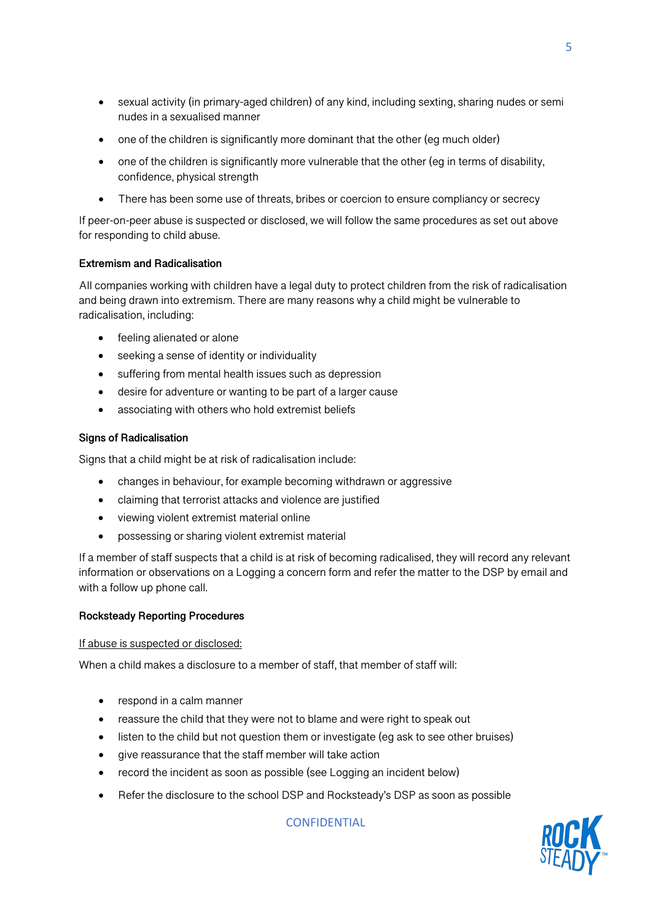- sexual activity (in primary-aged children) of any kind, including sexting, sharing nudes or semi nudes in a sexualised manner
- one of the children is significantly more dominant that the other (eg much older)
- one of the children is significantly more vulnerable that the other (eg in terms of disability, confidence, physical strength
- There has been some use of threats, bribes or coercion to ensure compliancy or secrecy

If peer-on-peer abuse is suspected or disclosed, we will follow the same procedures as set out above for responding to child abuse.

**Extremism and Radicalisation**

All companies working with children have a legal duty to protect children from the risk of radicalisation and being drawn into extremism. There are many reasons why a child might be vulnerable to radicalisation, including:

- feeling alienated or alone
- seeking a sense of identity or individuality
- suffering from mental health issues such as depression
- desire for adventure or wanting to be part of a larger cause
- associating with others who hold extremist beliefs

**Signs of Radicalisation**

Signs that a child might be at risk of radicalisation include:

- changes in behaviour, for example becoming withdrawn or aggressive
- claiming that terrorist attacks and violence are justified
- viewing violent extremist material online
- possessing or sharing violent extremist material

If a member of staff suspects that a child is at risk of becoming radicalised, they will record any relevant information or observations on a Logging a concern form and refer the matter to the DSP by email and with a follow up phone call.

**Rocksteady Reporting Procedures**

<u>If abuse is suspected or disclosed:</u>

When a child makes a disclosure to a member of staff, that member of staff will:

- respond in a calm manner
- reassure the child that they were not to blame and were right to speak out
- listen to the child but not question them or investigate (eg ask to see other bruises)
- give reassurance that the staff member will take action
- record the incident as soon as possible (see Logging an incident below)
- Refer the disclosure to the school DSP and Rocksteady's DSP as soon as possible

CONFIDENTIAL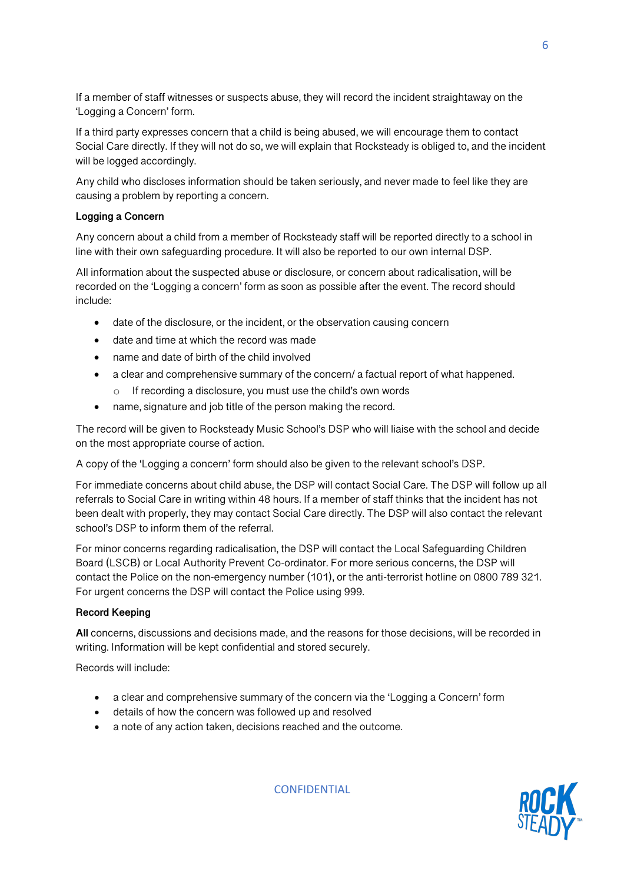If a member of staff witnesses or suspects abuse, they will record the incident straightaway on the 'Logging a Concern' form.

If a third party expresses concern that a child is being abused, we will encourage them to contact Social Care directly. If they will not do so, we will explain that Rocksteady is obliged to, and the incident will be logged accordingly.

Any child who discloses information should be taken seriously, and never made to feel like they are causing a problem by reporting a concern.

**Logging a Concern**

Any concern about a child from a member of Rocksteady staff will be reported directly to a school in line with their own safeguarding procedure. It will also be reported to our own internal DSP.

All information about the suspected abuse or disclosure, or concern about radicalisation, will be recorded on the 'Logging a concern' form as soon as possible after the event. The record should include:

- date of the disclosure, or the incident, or the observation causing concern
- date and time at which the record was made
- name and date of birth of the child involved
- a clear and comprehensive summary of the concern/ a factual report of what happened.
    - If recording a disclosure, you must use the child's own words
- name, signature and job title of the person making the record.

The record will be given to Rocksteady Music School's DSP who will liaise with the school and decide on the most appropriate course of action.

A copy of the 'Logging a concern' form should also be given to the relevant school's DSP.

For immediate concerns about child abuse, the DSP will contact Social Care. The DSP will follow up all referrals to Social Care in writing within 48 hours. If a member of staff thinks that the incident has not been dealt with properly, they may contact Social Care directly. The DSP will also contact the relevant school's DSP to inform them of the referral.

For minor concerns regarding radicalisation, the DSP will contact the Local Safeguarding Children Board (LSCB) or Local Authority Prevent Co-ordinator. For more serious concerns, the DSP will contact the Police on the non-emergency number (101), or the anti-terrorist hotline on 0800 789 321. For urgent concerns the DSP will contact the Police using 999.

**Record Keeping**

**All** concerns, discussions and decisions made, and the reasons for those decisions, will be recorded in writing. Information will be kept confidential and stored securely.

Records will include:

- a clear and comprehensive summary of the concern via the 'Logging a Concern' form
- details of how the concern was followed up and resolved
- a note of any action taken, decisions reached and the outcome.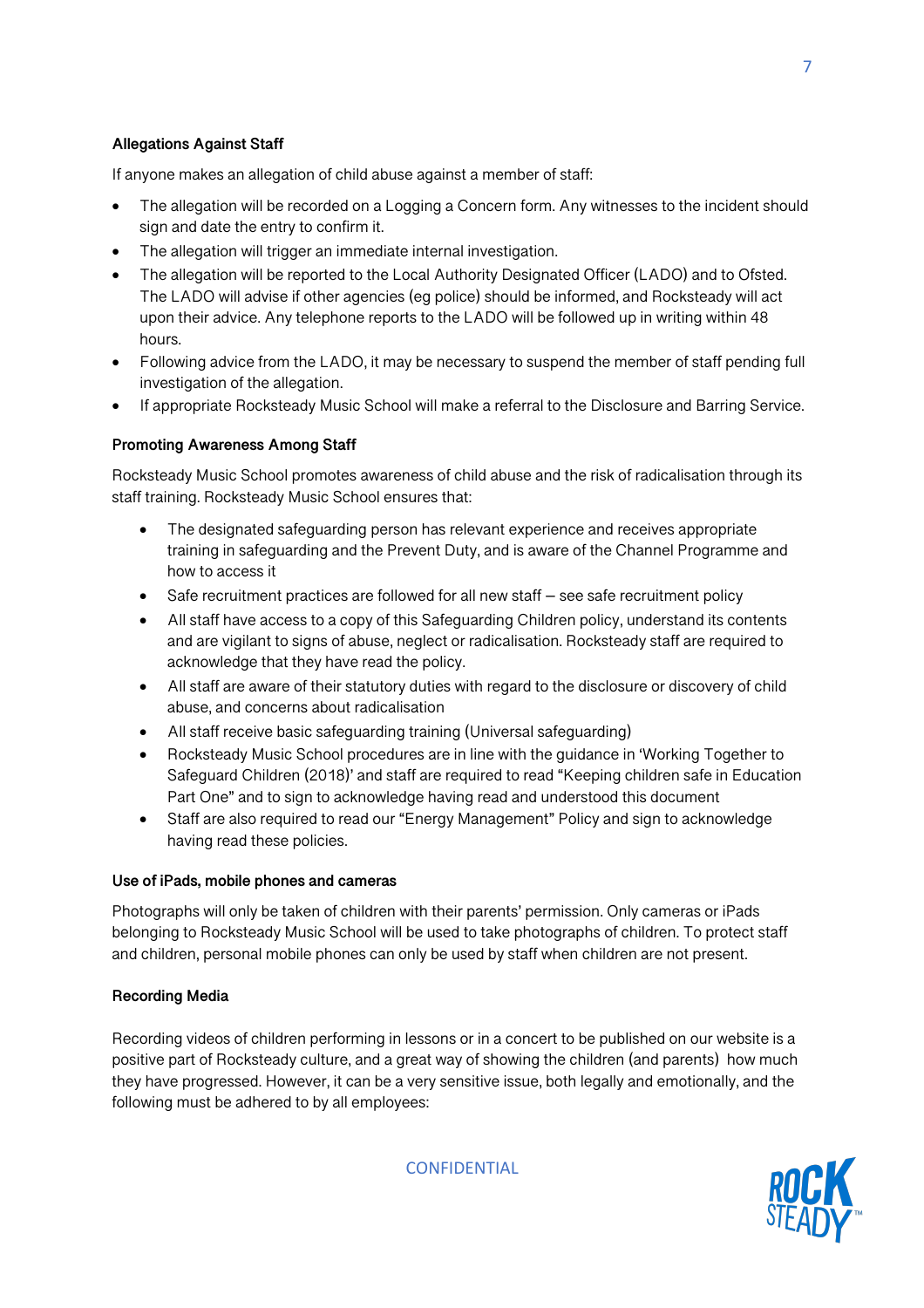**Allegations Against Staff**

If anyone makes an allegation of child abuse against a member of staff:

- The allegation will be recorded on a Logging a Concern form. Any witnesses to the incident should sign and date the entry to confirm it.
- The allegation will trigger an immediate internal investigation.
- The allegation will be reported to the Local Authority Designated Officer (LADO) and to Ofsted. The LADO will advise if other agencies (eg police) should be informed, and Rocksteady will act upon their advice. Any telephone reports to the LADO will be followed up in writing within 48 hours.
- Following advice from the LADO, it may be necessary to suspend the member of staff pending full investigation of the allegation.
- If appropriate Rocksteady Music School will make a referral to the Disclosure and Barring Service.

**Promoting Awareness Among Staff**

Rocksteady Music School promotes awareness of child abuse and the risk of radicalisation through its staff training. Rocksteady Music School ensures that:

- The designated safeguarding person has relevant experience and receives appropriate training in safeguarding and the Prevent Duty, and is aware of the Channel Programme and how to access it
- Safe recruitment practices are followed for all new staff – see safe recruitment policy
- All staff have access to a copy of this Safeguarding Children policy, understand its contents and are vigilant to signs of abuse, neglect or radicalisation. Rocksteady staff are required to acknowledge that they have read the policy.
- All staff are aware of their statutory duties with regard to the disclosure or discovery of child abuse, and concerns about radicalisation
- All staff receive basic safeguarding training (Universal safeguarding)
- Rocksteady Music School procedures are in line with the guidance in 'Working Together to Safeguard Children (2018)' and staff are required to read "Keeping children safe in Education Part One" and to sign to acknowledge having read and understood this document
- Staff are also required to read our "Energy Management" Policy and sign to acknowledge having read these policies.

**Use of iPads, mobile phones and cameras**

Photographs will only be taken of children with their parents' permission. Only cameras or iPads belonging to Rocksteady Music School will be used to take photographs of children. To protect staff and children, personal mobile phones can only be used by staff when children are not present.

**Recording Media**

Recording videos of children performing in lessons or in a concert to be published on our website is a positive part of Rocksteady culture, and a great way of showing the children (and parents) how much they have progressed. However, it can be a very sensitive issue, both legally and emotionally, and the following must be adhered to by all employees: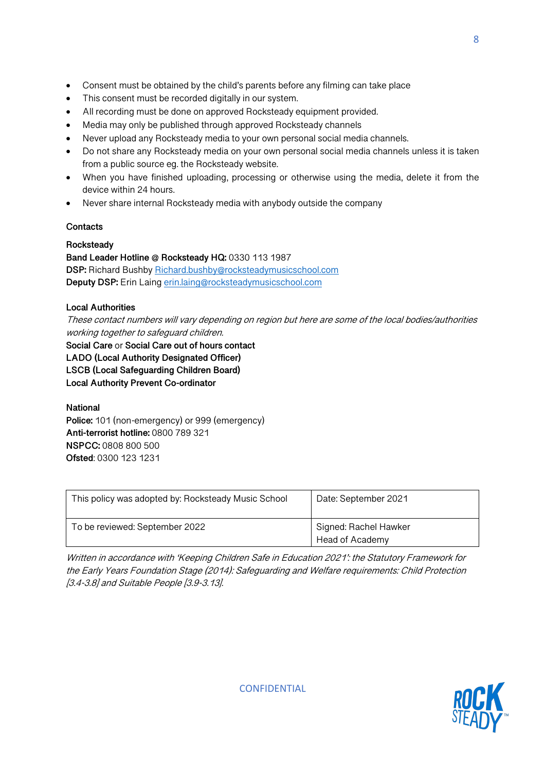- Consent must be obtained by the child's parents before any filming can take place
- This consent must be recorded digitally in our system.
- All recording must be done on approved Rocksteady equipment provided.
- Media may only be published through approved Rocksteady channels
- Never upload any Rocksteady media to your own personal social media channels.
- Do not share any Rocksteady media on your own personal social media channels unless it is taken from a public source eg. the Rocksteady website.
- When you have finished uploading, processing or otherwise using the media, delete it from the device within 24 hours.
- Never share internal Rocksteady media with anybody outside the company

**Contacts**

**Rocksteady**
**Band Leader Hotline @ Rocksteady HQ:** 0330 113 1987
**DSP:** Richard Bushby Richard.bushby@rocksteadymusicschool.com
**Deputy DSP:** Erin Laing erin.laing@rocksteadymusicschool.com

**Local Authorities**
*These contact numbers will vary depending on region but here are some of the local bodies/authorities working together to safeguard children.*
**Social Care** or **Social Care out of hours contact**
**LADO (Local Authority Designated Officer)**
**LSCB (Local Safeguarding Children Board)**
**Local Authority Prevent Co-ordinator**

**National**
**Police:** 101 (non-emergency) or 999 (emergency)
**Anti-terrorist hotline:** 0800 789 321
**NSPCC:** 0808 800 500
**Ofsted**: 0300 123 1231

| | |
|---|---|
| This policy was adopted by: Rocksteady Music School | Date: September 2021 |
| To be reviewed: September 2022 | Signed: Rachel Hawker<br>Head of Academy |

*Written in accordance with 'Keeping Children Safe in Education 2021': the Statutory Framework for the Early Years Foundation Stage (2014): Safeguarding and Welfare requirements: Child Protection [3.4-3.8] and Suitable People [3.9-3.13].*